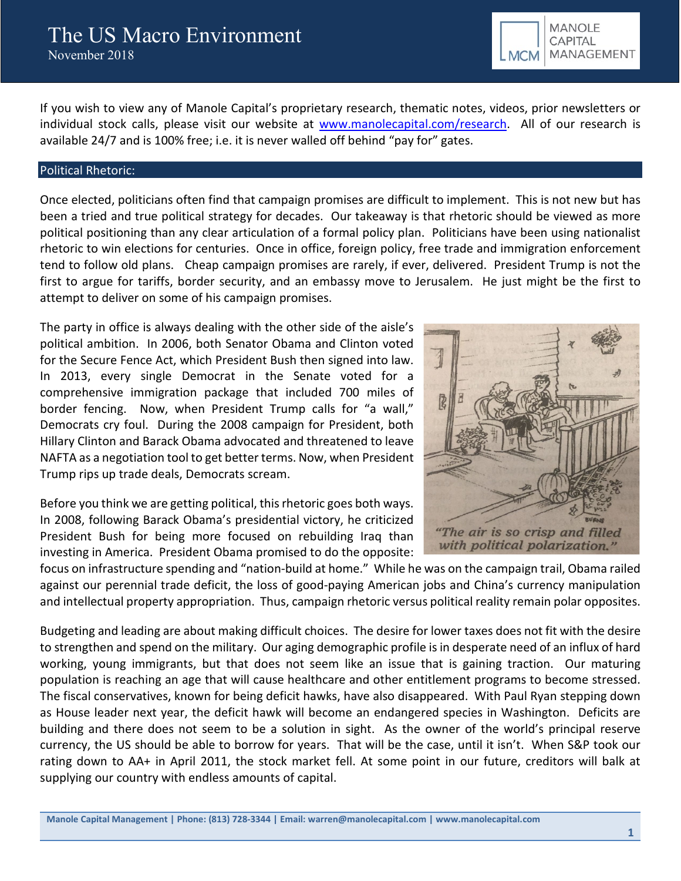# The US Macro Environment

November 2018

If you wish to view any of Manole Capital's proprietary research, thematic notes, videos, prior newsletters or individual stock calls, please visit our website at [www.manolecapital.com/research](http://www.manolecapital.com/research). All of our research is available 24/7 and is 100% free; i.e. it is never walled off behind "pay for" gates.

## Political Rhetoric:

Once elected, politicians often find that campaign promises are difficult to implement. This is not new but has been a tried and true political strategy for decades. Our takeaway is that rhetoric should be viewed as more political positioning than any clear articulation of a formal policy plan. Politicians have been using nationalist rhetoric to win elections for centuries. Once in office, foreign policy, free trade and immigration enforcement tend to follow old plans. Cheap campaign promises are rarely, if ever, delivered. President Trump is not the first to argue for tariffs, border security, and an embassy move to Jerusalem. He just might be the first to attempt to deliver on some of his campaign promises.

The party in office is always dealing with the other side of the aisle's political ambition. In 2006, both Senator Obama and Clinton voted for the Secure Fence Act, which President Bush then signed into law. In 2013, every single Democrat in the Senate voted for a comprehensive immigration package that included 700 miles of border fencing. Now, when President Trump calls for "a wall," Democrats cry foul. During the 2008 campaign for President, both Hillary Clinton and Barack Obama advocated and threatened to leave NAFTA as a negotiation tool to get better terms. Now, when President Trump rips up trade deals, Democrats scream.

*"The air is so crisp and filled with political polarization."*

Before you think we are getting political, this rhetoric goes both ways. In 2008, following Barack Obama's presidential victory, he criticized President Bush for being more focused on rebuilding Iraq than investing in America. President Obama promised to do the opposite: focus on infrastructure spending and "nation-build at home." While he was on the campaign trail, Obama railed against our perennial trade deficit, the loss of good-paying American jobs and China's currency manipulation and intellectual property appropriation. Thus, campaign rhetoric versus political reality remain polar opposites.

Budgeting and leading are about making difficult choices. The desire for lower taxes does not fit with the desire to strengthen and spend on the military. Our aging demographic profile is in desperate need of an influx of hard working, young immigrants, but that does not seem like an issue that is gaining traction. Our maturing population is reaching an age that will cause healthcare and other entitlement programs to become stressed. The fiscal conservatives, known for being deficit hawks, have also disappeared. With Paul Ryan stepping down as House leader next year, the deficit hawk will become an endangered species in Washington. Deficits are building and there does not seem to be a solution in sight. As the owner of the world's principal reserve currency, the US should be able to borrow for years. That will be the case, until it isn't. When S&P took our rating down to AA+ in April 2011, the stock market fell. At some point in our future, creditors will balk at supplying our country with endless amounts of capital.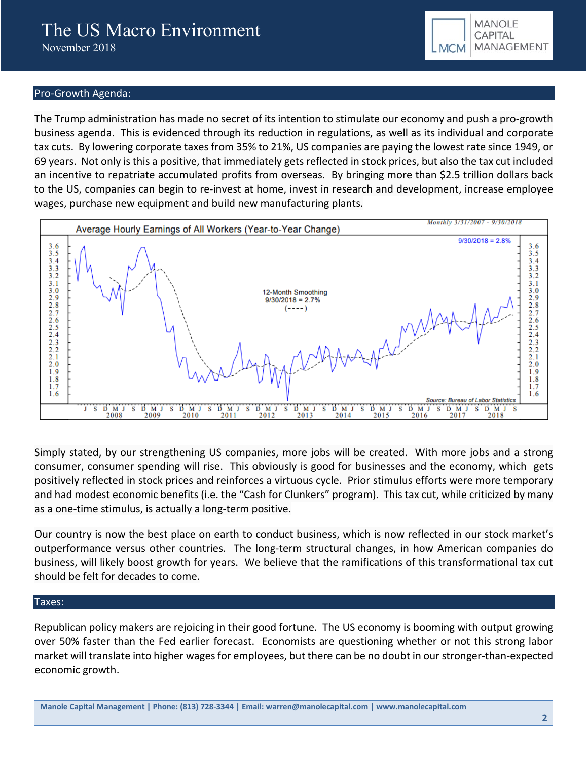## Pro-Growth Agenda:

The Trump administration has made no secret of its intention to stimulate our economy and push a pro-growth business agenda. This is evidenced through its reduction in regulations, as well as its individual and corporate tax cuts. By lowering corporate taxes from 35% to 21%, US companies are paying the lowest rate since 1949, or 69 years. Not only is this a positive, that immediately gets reflected in stock prices, but also the tax cut included an incentive to repatriate accumulated profits from overseas. By bringing more than $2.5 trillion dollars back to the US, companies can begin to re-invest at home, invest in research and development, increase employee wages, purchase new equipment and build new manufacturing plants.

Simply stated, by our strengthening US companies, more jobs will be created. With more jobs and a strong consumer, consumer spending will rise. This obviously is good for businesses and the economy, which gets positively reflected in stock prices and reinforces a virtuous cycle. Prior stimulus efforts were more temporary and had modest economic benefits (i.e. the "Cash for Clunkers" program). This tax cut, while criticized by many as a one-time stimulus, is actually a long-term positive.

Our country is now the best place on earth to conduct business, which is now reflected in our stock market's outperformance versus other countries. The long-term structural changes, in how American companies do business, will likely boost growth for years. We believe that the ramifications of this transformational tax cut should be felt for decades to come.

## Taxes:

Republican policy makers are rejoicing in their good fortune. The US economy is booming with output growing over 50% faster than the Fed earlier forecast. Economists are questioning whether or not this strong labor market will translate into higher wages for employees, but there can be no doubt in our stronger-than-expected economic growth.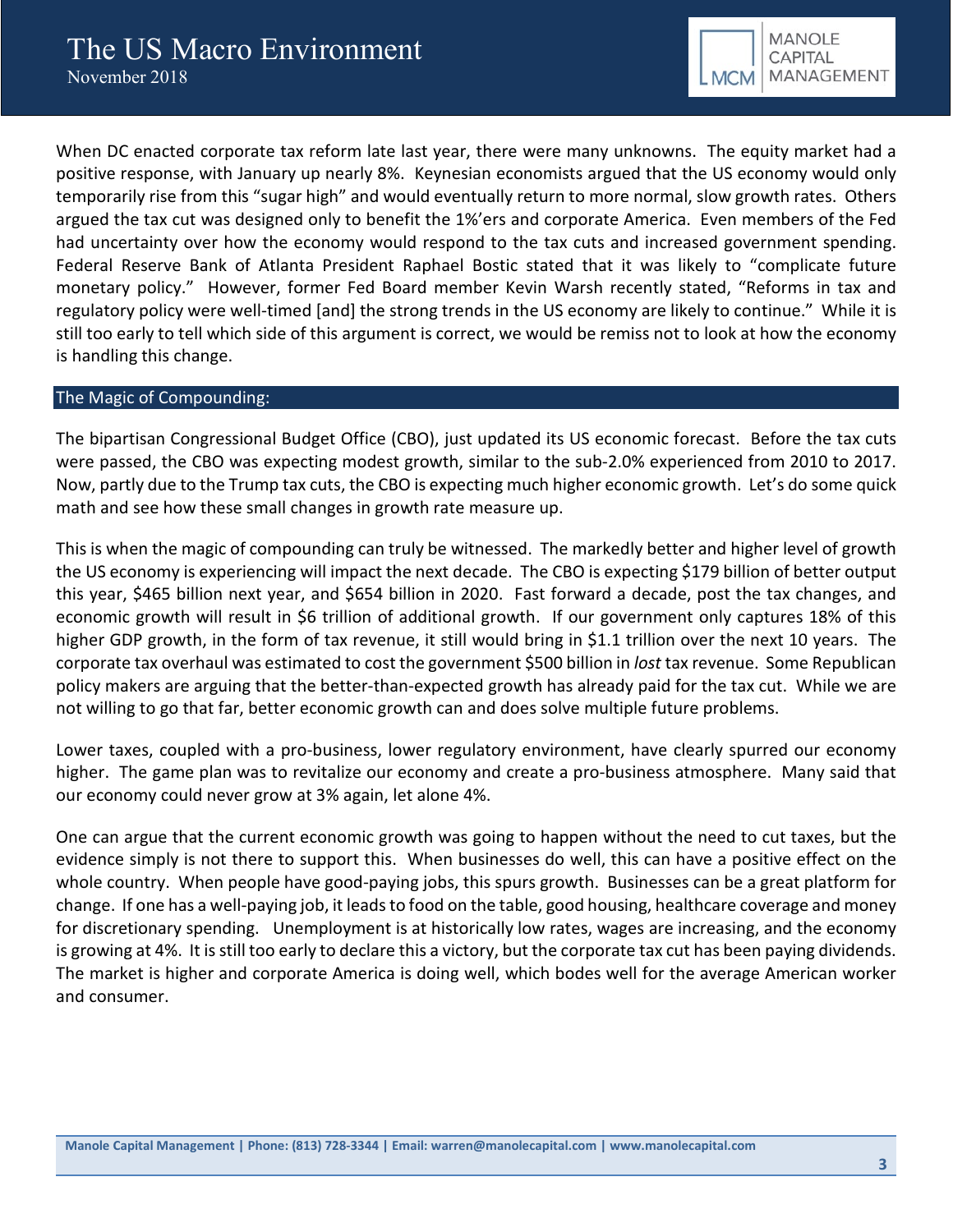When DC enacted corporate tax reform late last year, there were many unknowns. The equity market had a positive response, with January up nearly 8%. Keynesian economists argued that the US economy would only temporarily rise from this "sugar high" and would eventually return to more normal, slow growth rates. Others argued the tax cut was designed only to benefit the 1%'ers and corporate America. Even members of the Fed had uncertainty over how the economy would respond to the tax cuts and increased government spending. Federal Reserve Bank of Atlanta President Raphael Bostic stated that it was likely to "complicate future monetary policy." However, former Fed Board member Kevin Warsh recently stated, "Reforms in tax and regulatory policy were well-timed [and] the strong trends in the US economy are likely to continue." While it is still too early to tell which side of this argument is correct, we would be remiss not to look at how the economy is handling this change.

## The Magic of Compounding:

The bipartisan Congressional Budget Office (CBO), just updated its US economic forecast. Before the tax cuts were passed, the CBO was expecting modest growth, similar to the sub-2.0% experienced from 2010 to 2017. Now, partly due to the Trump tax cuts, the CBO is expecting much higher economic growth. Let's do some quick math and see how these small changes in growth rate measure up.

This is when the magic of compounding can truly be witnessed. The markedly better and higher level of growth the US economy is experiencing will impact the next decade. The CBO is expecting $179 billion of better output this year, $465 billion next year, and $654 billion in 2020. Fast forward a decade, post the tax changes, and economic growth will result in $6 trillion of additional growth. If our government only captures 18% of this higher GDP growth, in the form of tax revenue, it still would bring in $1.1 trillion over the next 10 years. The corporate tax overhaul was estimated to cost the government $500 billion in *lost* tax revenue. Some Republican policy makers are arguing that the better-than-expected growth has already paid for the tax cut. While we are not willing to go that far, better economic growth can and does solve multiple future problems.

Lower taxes, coupled with a pro-business, lower regulatory environment, have clearly spurred our economy higher. The game plan was to revitalize our economy and create a pro-business atmosphere. Many said that our economy could never grow at 3% again, let alone 4%.

One can argue that the current economic growth was going to happen without the need to cut taxes, but the evidence simply is not there to support this. When businesses do well, this can have a positive effect on the whole country. When people have good-paying jobs, this spurs growth. Businesses can be a great platform for change. If one has a well-paying job, it leads to food on the table, good housing, healthcare coverage and money for discretionary spending. Unemployment is at historically low rates, wages are increasing, and the economy is growing at 4%. It is still too early to declare this a victory, but the corporate tax cut has been paying dividends. The market is higher and corporate America is doing well, which bodes well for the average American worker and consumer.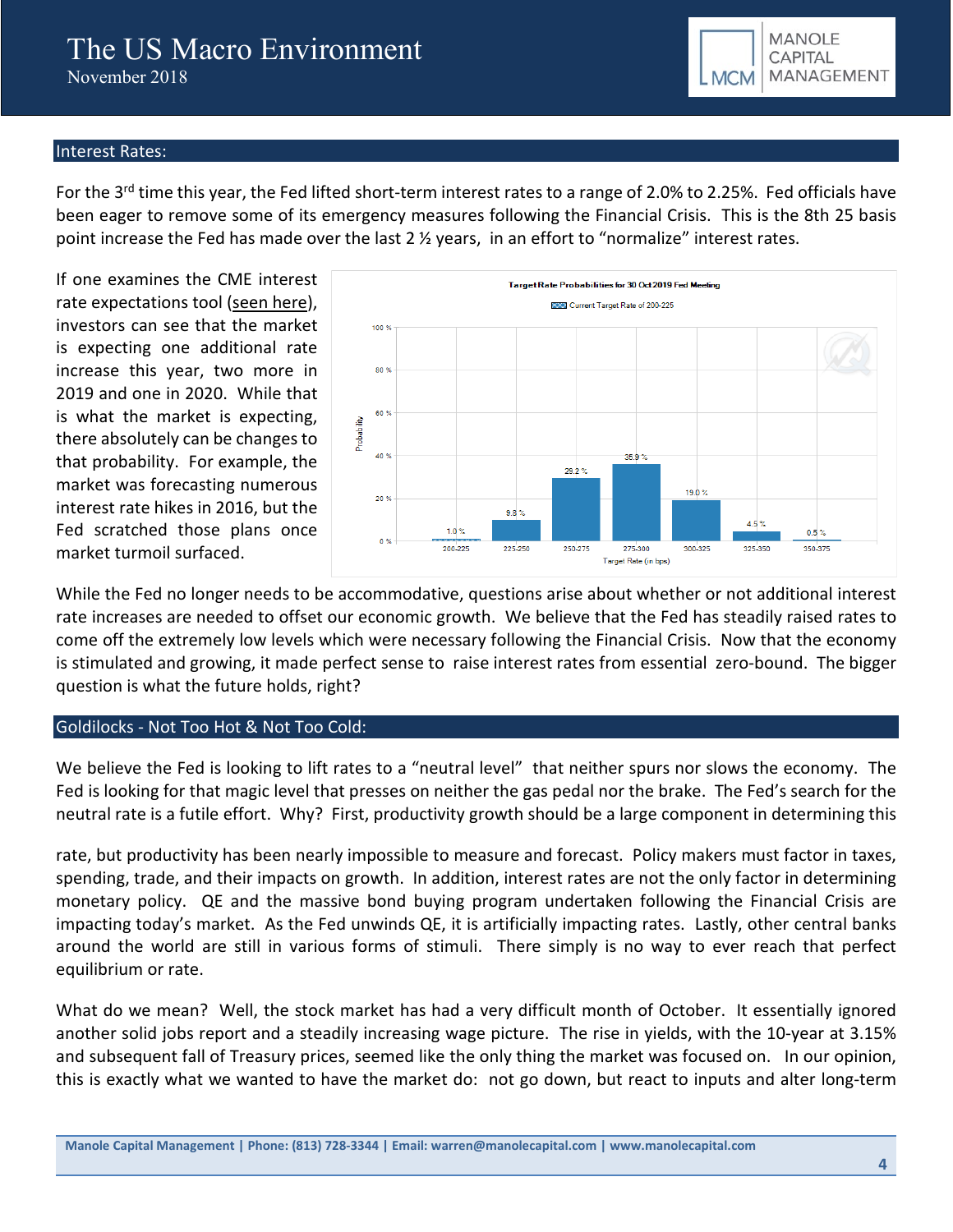## Interest Rates:

For the 3rd time this year, the Fed lifted short-term interest rates to a range of 2.0% to 2.25%. Fed officials have been eager to remove some of its emergency measures following the Financial Crisis. This is the 8th 25 basis point increase the Fed has made over the last 2 ½ years, in an effort to "normalize" interest rates.

If one examines the CME interest rate expectations tool (seen here), investors can see that the market is expecting one additional rate increase this year, two more in 2019 and one in 2020. While that is what the market is expecting, there absolutely can be changes to that probability. For example, the market was forecasting numerous interest rate hikes in 2016, but the Fed scratched those plans once market turmoil surfaced.

**Target Rate Probabilities for 30 Oct 2019 Fed Meeting**

Current Target Rate of 200-225

| Target Rate (in bps) | Probability |
|---|---|
| 200-225 | 1.0 % |
| 225-250 | 9.8 % |
| 250-275 | 29.2 % |
| 275-300 | 35.9 % |
| 300-325 | 19.0 % |
| 325-350 | 4.5 % |
| 350-375 | 0.5 % |

While the Fed no longer needs to be accommodative, questions arise about whether or not additional interest rate increases are needed to offset our economic growth. We believe that the Fed has steadily raised rates to come off the extremely low levels which were necessary following the Financial Crisis. Now that the economy is stimulated and growing, it made perfect sense to raise interest rates from essential zero-bound. The bigger question is what the future holds, right?

## Goldilocks - Not Too Hot & Not Too Cold:

We believe the Fed is looking to lift rates to a "neutral level" that neither spurs nor slows the economy. The Fed is looking for that magic level that presses on neither the gas pedal nor the brake. The Fed's search for the neutral rate is a futile effort. Why? First, productivity growth should be a large component in determining this rate, but productivity has been nearly impossible to measure and forecast. Policy makers must factor in taxes, spending, trade, and their impacts on growth. In addition, interest rates are not the only factor in determining monetary policy. QE and the massive bond buying program undertaken following the Financial Crisis are impacting today's market. As the Fed unwinds QE, it is artificially impacting rates. Lastly, other central banks around the world are still in various forms of stimuli. There simply is no way to ever reach that perfect equilibrium or rate.

What do we mean? Well, the stock market has had a very difficult month of October. It essentially ignored another solid jobs report and a steadily increasing wage picture. The rise in yields, with the 10-year at 3.15% and subsequent fall of Treasury prices, seemed like the only thing the market was focused on. In our opinion, this is exactly what we wanted to have the market do: not go down, but react to inputs and alter long-term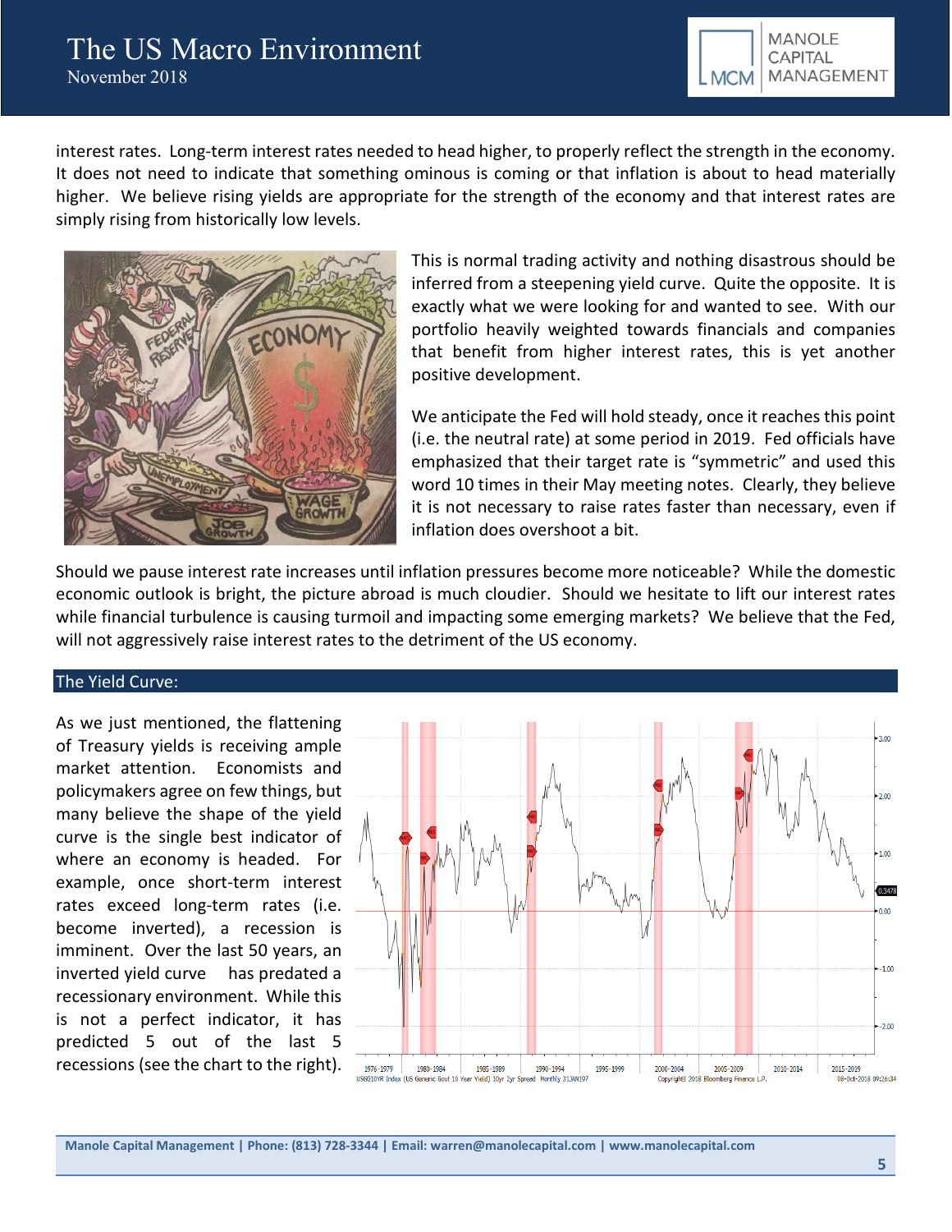interest rates. Long-term interest rates needed to head higher, to properly reflect the strength in the economy. It does not need to indicate that something ominous is coming or that inflation is about to head materially higher. We believe rising yields are appropriate for the strength of the economy and that interest rates are simply rising from historically low levels.

This is normal trading activity and nothing disastrous should be inferred from a steepening yield curve. Quite the opposite. It is exactly what we were looking for and wanted to see. With our portfolio heavily weighted towards financials and companies that benefit from higher interest rates, this is yet another positive development.

We anticipate the Fed will hold steady, once it reaches this point (i.e. the neutral rate) at some period in 2019. Fed officials have emphasized that their target rate is "symmetric" and used this word 10 times in their May meeting notes. Clearly, they believe it is not necessary to raise rates faster than necessary, even if inflation does overshoot a bit.

Should we pause interest rate increases until inflation pressures become more noticeable? While the domestic economic outlook is bright, the picture abroad is much cloudier. Should we hesitate to lift our interest rates while financial turbulence is causing turmoil and impacting some emerging markets? We believe that the Fed, will not aggressively raise interest rates to the detriment of the US economy.

## The Yield Curve:

As we just mentioned, the flattening of Treasury yields is receiving ample market attention. Economists and policymakers agree on few things, but many believe the shape of the yield curve is the single best indicator of where an economy is headed. For example, once short-term interest rates exceed long-term rates (i.e. become inverted), a recession is imminent. Over the last 50 years, an inverted yield curve has predated a recessionary environment. While this is not a perfect indicator, it has predicted 5 out of the last 5 recessions (see the chart to the right).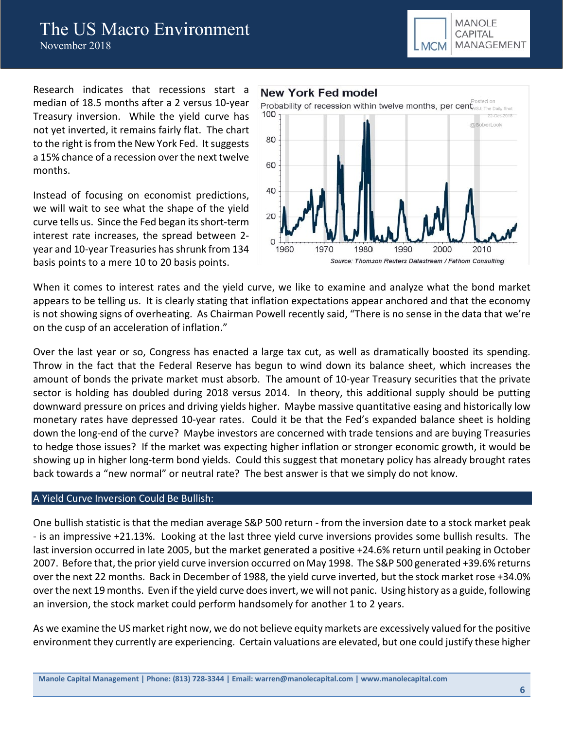Research indicates that recessions start a median of 18.5 months after a 2 versus 10-year Treasury inversion. While the yield curve has not yet inverted, it remains fairly flat. The chart to the right is from the New York Fed. It suggests a 15% chance of a recession over the next twelve months.

Instead of focusing on economist predictions, we will wait to see what the shape of the yield curve tells us. Since the Fed began its short-term interest rate increases, the spread between 2-year and 10-year Treasuries has shrunk from 134 basis points to a mere 10 to 20 basis points.

When it comes to interest rates and the yield curve, we like to examine and analyze what the bond market appears to be telling us. It is clearly stating that inflation expectations appear anchored and that the economy is not showing signs of overheating. As Chairman Powell recently said, "There is no sense in the data that we're on the cusp of an acceleration of inflation."

Over the last year or so, Congress has enacted a large tax cut, as well as dramatically boosted its spending. Throw in the fact that the Federal Reserve has begun to wind down its balance sheet, which increases the amount of bonds the private market must absorb. The amount of 10-year Treasury securities that the private sector is holding has doubled during 2018 versus 2014. In theory, this additional supply should be putting downward pressure on prices and driving yields higher. Maybe massive quantitative easing and historically low monetary rates have depressed 10-year rates. Could it be that the Fed's expanded balance sheet is holding down the long-end of the curve? Maybe investors are concerned with trade tensions and are buying Treasuries to hedge those issues? If the market was expecting higher inflation or stronger economic growth, it would be showing up in higher long-term bond yields. Could this suggest that monetary policy has already brought rates back towards a "new normal" or neutral rate? The best answer is that we simply do not know.

## A Yield Curve Inversion Could Be Bullish:

One bullish statistic is that the median average S&P 500 return - from the inversion date to a stock market peak - is an impressive +21.13%. Looking at the last three yield curve inversions provides some bullish results. The last inversion occurred in late 2005, but the market generated a positive +24.6% return until peaking in October 2007. Before that, the prior yield curve inversion occurred on May 1998. The S&P 500 generated +39.6% returns over the next 22 months. Back in December of 1988, the yield curve inverted, but the stock market rose +34.0% over the next 19 months. Even if the yield curve does invert, we will not panic. Using history as a guide, following an inversion, the stock market could perform handsomely for another 1 to 2 years.

As we examine the US market right now, we do not believe equity markets are excessively valued for the positive environment they currently are experiencing. Certain valuations are elevated, but one could justify these higher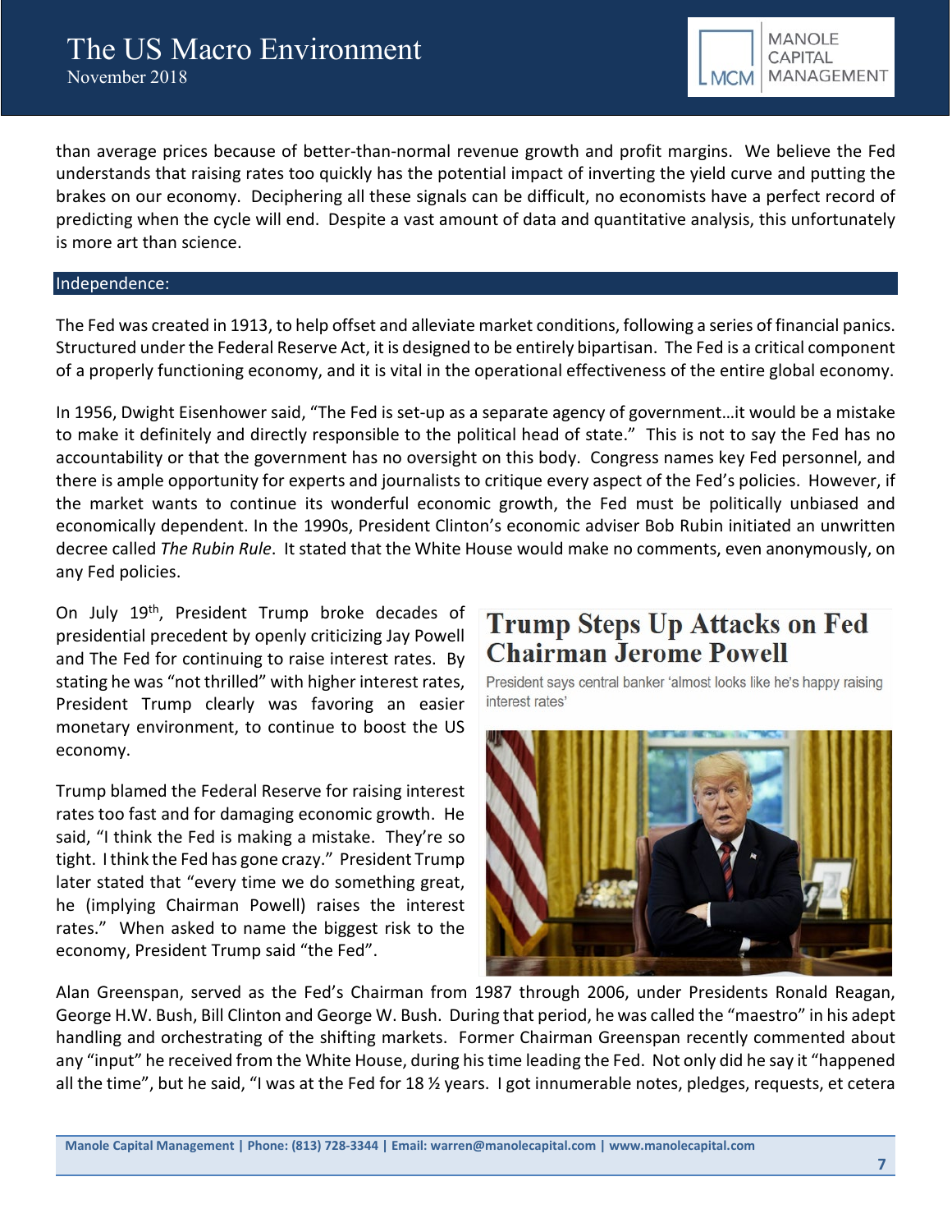than average prices because of better-than-normal revenue growth and profit margins. We believe the Fed understands that raising rates too quickly has the potential impact of inverting the yield curve and putting the brakes on our economy. Deciphering all these signals can be difficult, no economists have a perfect record of predicting when the cycle will end. Despite a vast amount of data and quantitative analysis, this unfortunately is more art than science.

## Independence:

The Fed was created in 1913, to help offset and alleviate market conditions, following a series of financial panics. Structured under the Federal Reserve Act, it is designed to be entirely bipartisan. The Fed is a critical component of a properly functioning economy, and it is vital in the operational effectiveness of the entire global economy.

In 1956, Dwight Eisenhower said, "The Fed is set-up as a separate agency of government…it would be a mistake to make it definitely and directly responsible to the political head of state." This is not to say the Fed has no accountability or that the government has no oversight on this body. Congress names key Fed personnel, and there is ample opportunity for experts and journalists to critique every aspect of the Fed's policies. However, if the market wants to continue its wonderful economic growth, the Fed must be politically unbiased and economically dependent. In the 1990s, President Clinton's economic adviser Bob Rubin initiated an unwritten decree called *The Rubin Rule*. It stated that the White House would make no comments, even anonymously, on any Fed policies.

On July 19th, President Trump broke decades of presidential precedent by openly criticizing Jay Powell and The Fed for continuing to raise interest rates. By stating he was "not thrilled" with higher interest rates, President Trump clearly was favoring an easier monetary environment, to continue to boost the US economy.

**Trump Steps Up Attacks on Fed Chairman Jerome Powell**

President says central banker 'almost looks like he's happy raising interest rates'

Trump blamed the Federal Reserve for raising interest rates too fast and for damaging economic growth. He said, "I think the Fed is making a mistake. They're so tight. I think the Fed has gone crazy." President Trump later stated that "every time we do something great, he (implying Chairman Powell) raises the interest rates." When asked to name the biggest risk to the economy, President Trump said "the Fed".

Alan Greenspan, served as the Fed's Chairman from 1987 through 2006, under Presidents Ronald Reagan, George H.W. Bush, Bill Clinton and George W. Bush. During that period, he was called the "maestro" in his adept handling and orchestrating of the shifting markets. Former Chairman Greenspan recently commented about any "input" he received from the White House, during his time leading the Fed. Not only did he say it "happened all the time", but he said, "I was at the Fed for 18 ½ years. I got innumerable notes, pledges, requests, et cetera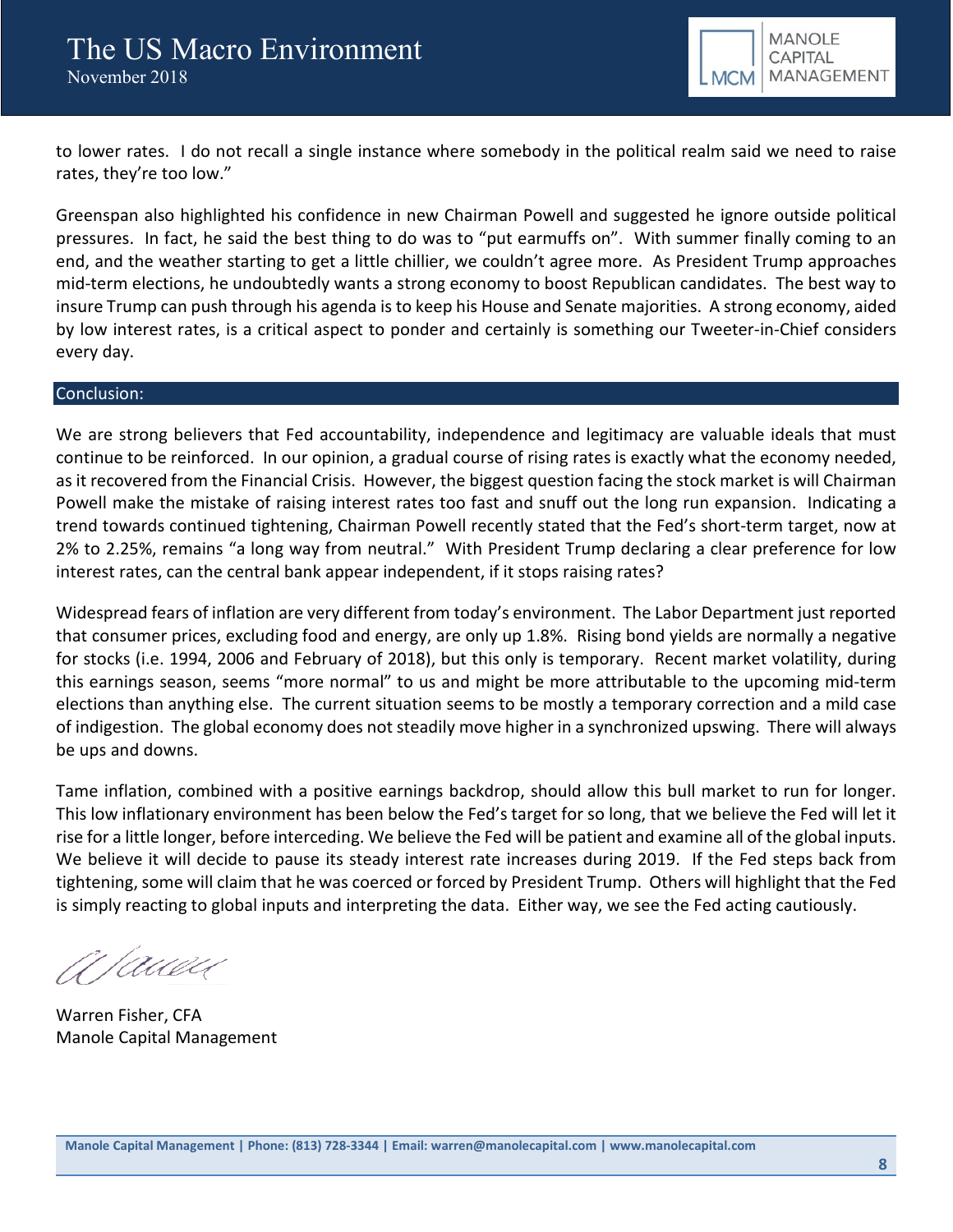to lower rates. I do not recall a single instance where somebody in the political realm said we need to raise rates, they're too low."

Greenspan also highlighted his confidence in new Chairman Powell and suggested he ignore outside political pressures. In fact, he said the best thing to do was to "put earmuffs on". With summer finally coming to an end, and the weather starting to get a little chillier, we couldn't agree more. As President Trump approaches mid-term elections, he undoubtedly wants a strong economy to boost Republican candidates. The best way to insure Trump can push through his agenda is to keep his House and Senate majorities. A strong economy, aided by low interest rates, is a critical aspect to ponder and certainly is something our Tweeter-in-Chief considers every day.

## Conclusion:

We are strong believers that Fed accountability, independence and legitimacy are valuable ideals that must continue to be reinforced. In our opinion, a gradual course of rising rates is exactly what the economy needed, as it recovered from the Financial Crisis. However, the biggest question facing the stock market is will Chairman Powell make the mistake of raising interest rates too fast and snuff out the long run expansion. Indicating a trend towards continued tightening, Chairman Powell recently stated that the Fed's short-term target, now at 2% to 2.25%, remains "a long way from neutral." With President Trump declaring a clear preference for low interest rates, can the central bank appear independent, if it stops raising rates?

Widespread fears of inflation are very different from today's environment. The Labor Department just reported that consumer prices, excluding food and energy, are only up 1.8%. Rising bond yields are normally a negative for stocks (i.e. 1994, 2006 and February of 2018), but this only is temporary. Recent market volatility, during this earnings season, seems "more normal" to us and might be more attributable to the upcoming mid-term elections than anything else. The current situation seems to be mostly a temporary correction and a mild case of indigestion. The global economy does not steadily move higher in a synchronized upswing. There will always be ups and downs.

Tame inflation, combined with a positive earnings backdrop, should allow this bull market to run for longer. This low inflationary environment has been below the Fed's target for so long, that we believe the Fed will let it rise for a little longer, before interceding. We believe the Fed will be patient and examine all of the global inputs. We believe it will decide to pause its steady interest rate increases during 2019. If the Fed steps back from tightening, some will claim that he was coerced or forced by President Trump. Others will highlight that the Fed is simply reacting to global inputs and interpreting the data. Either way, we see the Fed acting cautiously.

Warren Fisher, CFA
Manole Capital Management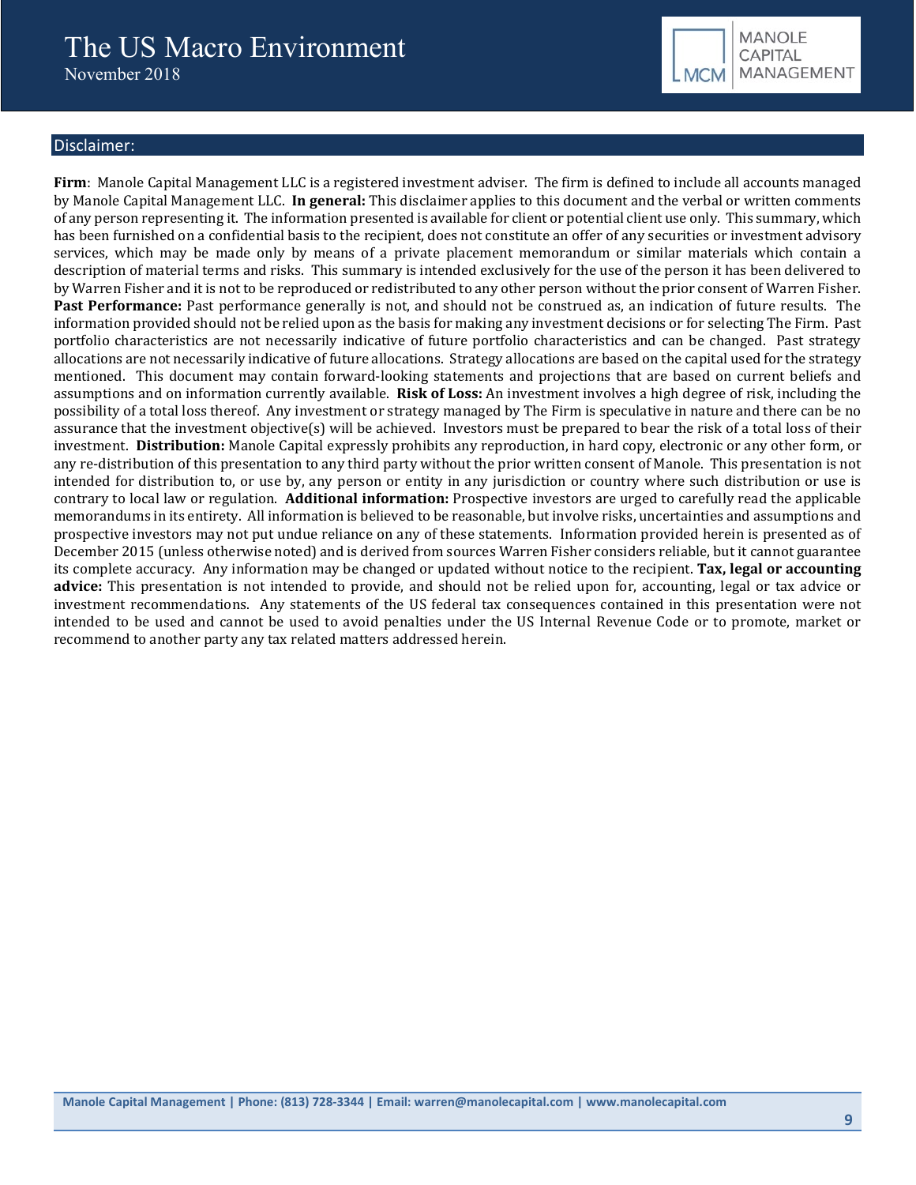## Disclaimer:

**Firm**: Manole Capital Management LLC is a registered investment adviser. The firm is defined to include all accounts managed by Manole Capital Management LLC. **In general:** This disclaimer applies to this document and the verbal or written comments of any person representing it. The information presented is available for client or potential client use only. This summary, which has been furnished on a confidential basis to the recipient, does not constitute an offer of any securities or investment advisory services, which may be made only by means of a private placement memorandum or similar materials which contain a description of material terms and risks. This summary is intended exclusively for the use of the person it has been delivered to by Warren Fisher and it is not to be reproduced or redistributed to any other person without the prior consent of Warren Fisher. **Past Performance:** Past performance generally is not, and should not be construed as, an indication of future results. The information provided should not be relied upon as the basis for making any investment decisions or for selecting The Firm. Past portfolio characteristics are not necessarily indicative of future portfolio characteristics and can be changed. Past strategy allocations are not necessarily indicative of future allocations. Strategy allocations are based on the capital used for the strategy mentioned. This document may contain forward-looking statements and projections that are based on current beliefs and assumptions and on information currently available. **Risk of Loss:** An investment involves a high degree of risk, including the possibility of a total loss thereof. Any investment or strategy managed by The Firm is speculative in nature and there can be no assurance that the investment objective(s) will be achieved. Investors must be prepared to bear the risk of a total loss of their investment. **Distribution:** Manole Capital expressly prohibits any reproduction, in hard copy, electronic or any other form, or any re-distribution of this presentation to any third party without the prior written consent of Manole. This presentation is not intended for distribution to, or use by, any person or entity in any jurisdiction or country where such distribution or use is contrary to local law or regulation. **Additional information:** Prospective investors are urged to carefully read the applicable memorandums in its entirety. All information is believed to be reasonable, but involve risks, uncertainties and assumptions and prospective investors may not put undue reliance on any of these statements. Information provided herein is presented as of December 2015 (unless otherwise noted) and is derived from sources Warren Fisher considers reliable, but it cannot guarantee its complete accuracy. Any information may be changed or updated without notice to the recipient. **Tax, legal or accounting advice:** This presentation is not intended to provide, and should not be relied upon for, accounting, legal or tax advice or investment recommendations. Any statements of the US federal tax consequences contained in this presentation were not intended to be used and cannot be used to avoid penalties under the US Internal Revenue Code or to promote, market or recommend to another party any tax related matters addressed herein.